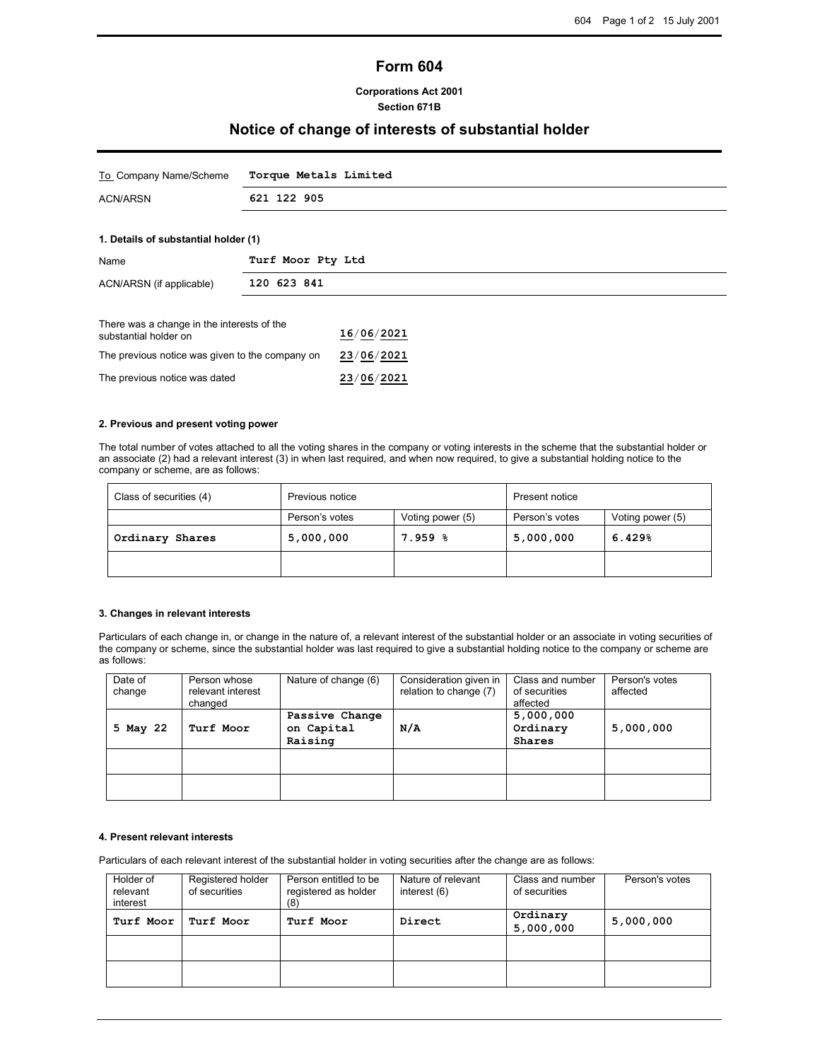# Form 604

**Corporations Act 2001**
**Section 671B**

## Notice of change of interests of substantial holder

| | |
|---|---|
| To Company Name/Scheme | **Torque Metals Limited** |
| ACN/ARSN | **621 122 905** |

**1. Details of substantial holder (1)**

| | |
|---|---|
| Name | **Turf Moor Pty Ltd** |
| ACN/ARSN (if applicable) | **120 623 841** |

| | |
|---|---|
| There was a change in the interests of the substantial holder on | **16/06/2021** |
| The previous notice was given to the company on | **23/06/2021** |
| The previous notice was dated | **23/06/2021** |

**2. Previous and present voting power**

The total number of votes attached to all the voting shares in the company or voting interests in the scheme that the substantial holder or an associate (2) had a relevant interest (3) in when last required, and when now required, to give a substantial holding notice to the company or scheme, are as follows:

| Class of securities (4) | Previous notice | | Present notice | |
|---|---|---|---|---|
| | Person's votes | Voting power (5) | Person's votes | Voting power (5) |
| **Ordinary Shares** | **5,000,000** | **7.959 %** | **5,000,000** | **6.429%** |
| | | | | |

**3. Changes in relevant interests**

Particulars of each change in, or change in the nature of, a relevant interest of the substantial holder or an associate in voting securities of the company or scheme, since the substantial holder was last required to give a substantial holding notice to the company or scheme are as follows:

| Date of change | Person whose relevant interest changed | Nature of change (6) | Consideration given in relation to change (7) | Class and number of securities affected | Person's votes affected |
|---|---|---|---|---|---|
| **5 May 22** | **Turf Moor** | **Passive Change on Capital Raising** | **N/A** | **5,000,000 Ordinary Shares** | **5,000,000** |
| | | | | | |
| | | | | | |

**4. Present relevant interests**

Particulars of each relevant interest of the substantial holder in voting securities after the change are as follows:

| Holder of relevant interest | Registered holder of securities | Person entitled to be registered as holder (8) | Nature of relevant interest (6) | Class and number of securities | Person's votes |
|---|---|---|---|---|---|
| **Turf Moor** | **Turf Moor** | **Turf Moor** | **Direct** | **Ordinary 5,000,000** | **5,000,000** |
| | | | | | |
| | | | | | |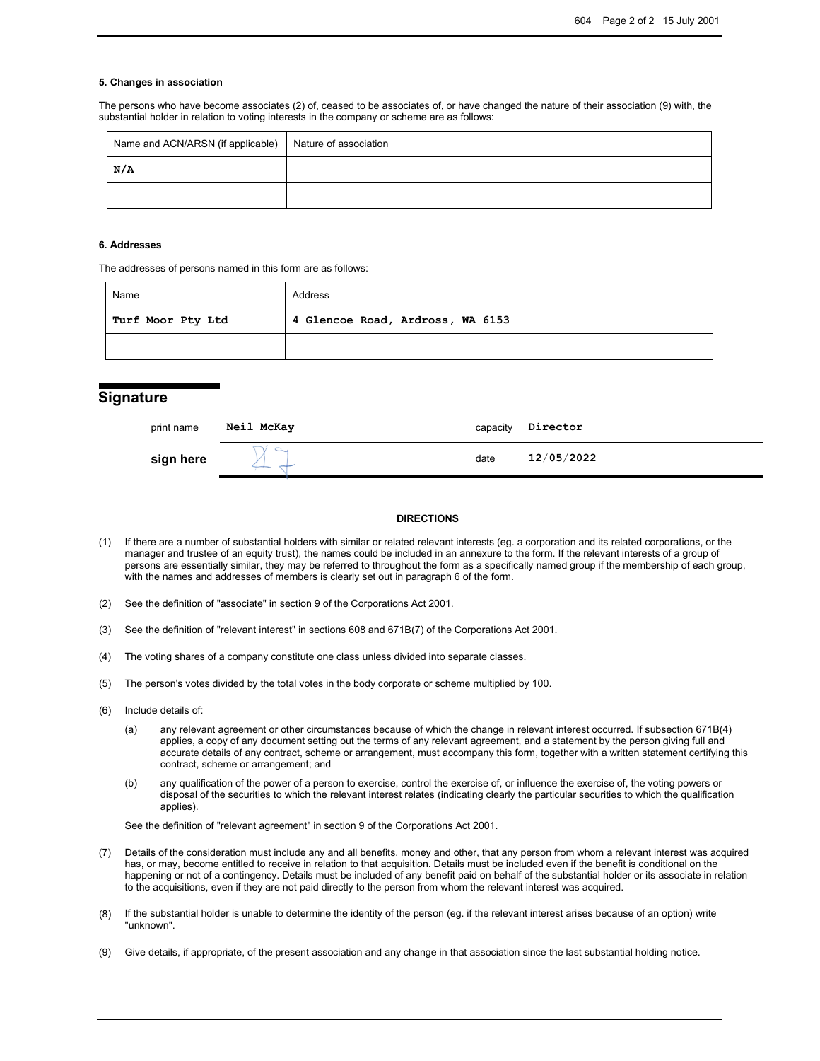### 5. Changes in association

The persons who have become associates (2) of, ceased to be associates of, or have changed the nature of their association (9) with, the substantial holder in relation to voting interests in the company or scheme are as follows:

| Name and ACN/ARSN (if applicable) | Nature of association |
|---|---|
| N/A | |
| | |

### 6. Addresses

The addresses of persons named in this form are as follows:

| Name | Address |
|---|---|
| Turf Moor Pty Ltd | 4 Glencoe Road, Ardross, WA 6153 |
| | |

## Signature

| | | | |
|---|---|---|---|
| print name | Neil McKay | capacity | Director |
| **sign here** | | date | 12/05/2022 |

#### DIRECTIONS

(1) If there are a number of substantial holders with similar or related relevant interests (eg. a corporation and its related corporations, or the manager and trustee of an equity trust), the names could be included in an annexure to the form. If the relevant interests of a group of persons are essentially similar, they may be referred to throughout the form as a specifically named group if the membership of each group, with the names and addresses of members is clearly set out in paragraph 6 of the form.

(2) See the definition of "associate" in section 9 of the Corporations Act 2001.

(3) See the definition of "relevant interest" in sections 608 and 671B(7) of the Corporations Act 2001.

(4) The voting shares of a company constitute one class unless divided into separate classes.

(5) The person's votes divided by the total votes in the body corporate or scheme multiplied by 100.

(6) Include details of:

(a) any relevant agreement or other circumstances because of which the change in relevant interest occurred. If subsection 671B(4) applies, a copy of any document setting out the terms of any relevant agreement, and a statement by the person giving full and accurate details of any contract, scheme or arrangement, must accompany this form, together with a written statement certifying this contract, scheme or arrangement; and

(b) any qualification of the power of a person to exercise, control the exercise of, or influence the exercise of, the voting powers or disposal of the securities to which the relevant interest relates (indicating clearly the particular securities to which the qualification applies).

See the definition of "relevant agreement" in section 9 of the Corporations Act 2001.

(7) Details of the consideration must include any and all benefits, money and other, that any person from whom a relevant interest was acquired has, or may, become entitled to receive in relation to that acquisition. Details must be included even if the benefit is conditional on the happening or not of a contingency. Details must be included of any benefit paid on behalf of the substantial holder or its associate in relation to the acquisitions, even if they are not paid directly to the person from whom the relevant interest was acquired.

(8) If the substantial holder is unable to determine the identity of the person (eg. if the relevant interest arises because of an option) write "unknown".

(9) Give details, if appropriate, of the present association and any change in that association since the last substantial holding notice.